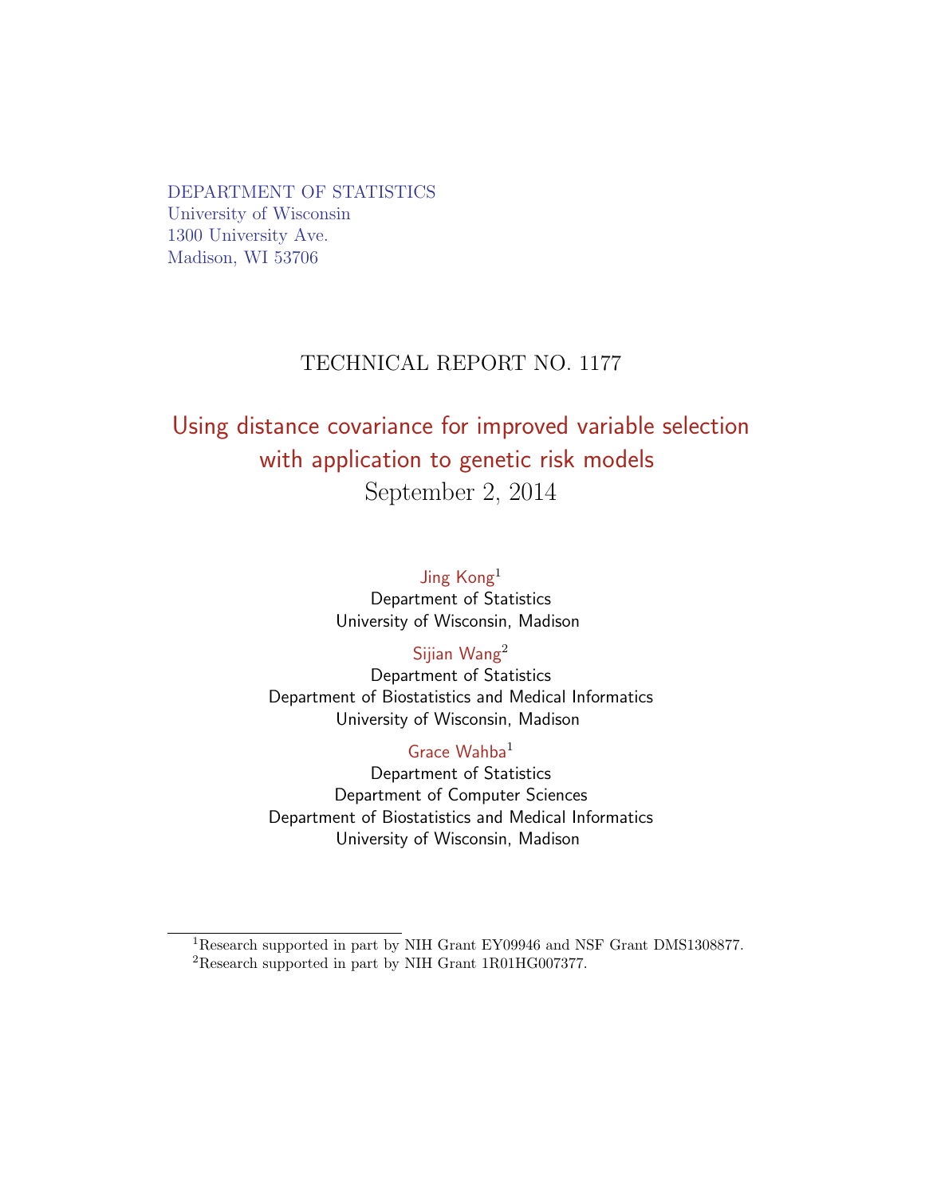DEPARTMENT OF STATISTICS
University of Wisconsin
1300 University Ave.
Madison, WI 53706

TECHNICAL REPORT NO. 1177

# Using distance covariance for improved variable selection with application to genetic risk models

September 2, 2014

Jing Kong[1]
Department of Statistics
University of Wisconsin, Madison

Sijian Wang[2]
Department of Statistics
Department of Biostatistics and Medical Informatics
University of Wisconsin, Madison

Grace Wahba[1]
Department of Statistics
Department of Computer Sciences
Department of Biostatistics and Medical Informatics
University of Wisconsin, Madison

---

[1]Research supported in part by NIH Grant EY09946 and NSF Grant DMS1308877.

[2]Research supported in part by NIH Grant 1R01HG007377.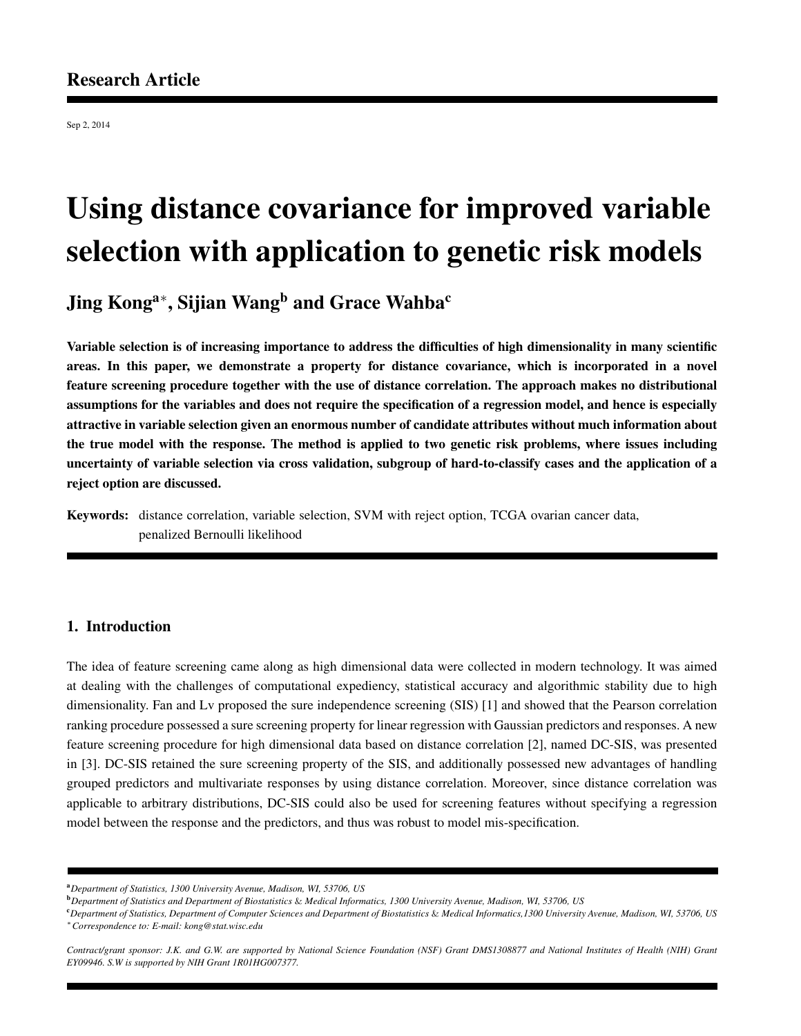Research Article

Sep 2, 2014

# Using distance covariance for improved variable selection with application to genetic risk models

## Jing Kong[a*], Sijian Wang[b] and Grace Wahba[c]

**Variable selection is of increasing importance to address the difficulties of high dimensionality in many scientific areas. In this paper, we demonstrate a property for distance covariance, which is incorporated in a novel feature screening procedure together with the use of distance correlation. The approach makes no distributional assumptions for the variables and does not require the specification of a regression model, and hence is especially attractive in variable selection given an enormous number of candidate attributes without much information about the true model with the response. The method is applied to two genetic risk problems, where issues including uncertainty of variable selection via cross validation, subgroup of hard-to-classify cases and the application of a reject option are discussed.**

**Keywords:** distance correlation, variable selection, SVM with reject option, TCGA ovarian cancer data, penalized Bernoulli likelihood

## 1. Introduction

The idea of feature screening came along as high dimensional data were collected in modern technology. It was aimed at dealing with the challenges of computational expediency, statistical accuracy and algorithmic stability due to high dimensionality. Fan and Lv proposed the sure independence screening (SIS) [1] and showed that the Pearson correlation ranking procedure possessed a sure screening property for linear regression with Gaussian predictors and responses. A new feature screening procedure for high dimensional data based on distance correlation [2], named DC-SIS, was presented in [3]. DC-SIS retained the sure screening property of the SIS, and additionally possessed new advantages of handling grouped predictors and multivariate responses by using distance correlation. Moreover, since distance correlation was applicable to arbitrary distributions, DC-SIS could also be used for screening features without specifying a regression model between the response and the predictors, and thus was robust to model mis-specification.

---

[a] *Department of Statistics, 1300 University Avenue, Madison, WI, 53706, US*
[b] *Department of Statistics and Department of Biostatistics & Medical Informatics, 1300 University Avenue, Madison, WI, 53706, US*
[c] *Department of Statistics, Department of Computer Sciences and Department of Biostatistics & Medical Informatics,1300 University Avenue, Madison, WI, 53706, US*
[*] *Correspondence to: E-mail: kong@stat.wisc.edu*

*Contract/grant sponsor: J.K. and G.W. are supported by National Science Foundation (NSF) Grant DMS1308877 and National Institutes of Health (NIH) Grant EY09946. S.W is supported by NIH Grant 1R01HG007377.*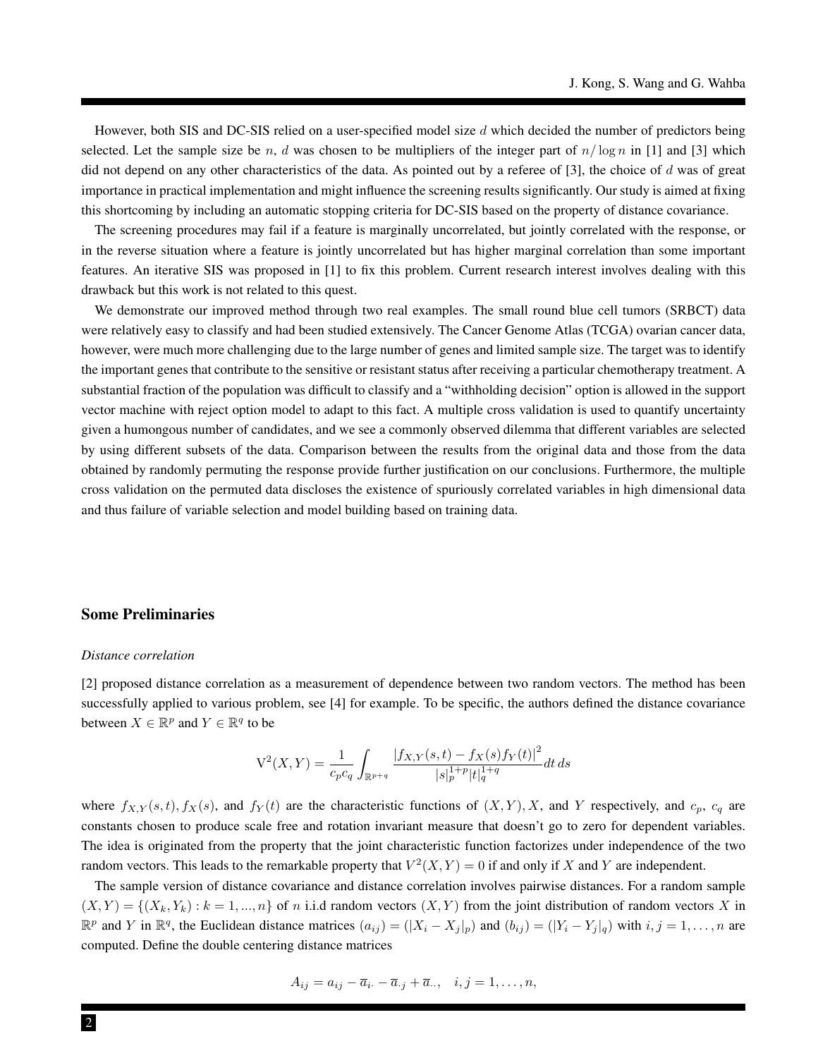However, both SIS and DC-SIS relied on a user-specified model size $d$ which decided the number of predictors being selected. Let the sample size be $n$, $d$ was chosen to be multipliers of the integer part of $n/\log n$ in [1] and [3] which did not depend on any other characteristics of the data. As pointed out by a referee of [3], the choice of $d$ was of great importance in practical implementation and might influence the screening results significantly. Our study is aimed at fixing this shortcoming by including an automatic stopping criteria for DC-SIS based on the property of distance covariance.

The screening procedures may fail if a feature is marginally uncorrelated, but jointly correlated with the response, or in the reverse situation where a feature is jointly uncorrelated but has higher marginal correlation than some important features. An iterative SIS was proposed in [1] to fix this problem. Current research interest involves dealing with this drawback but this work is not related to this quest.

We demonstrate our improved method through two real examples. The small round blue cell tumors (SRBCT) data were relatively easy to classify and had been studied extensively. The Cancer Genome Atlas (TCGA) ovarian cancer data, however, were much more challenging due to the large number of genes and limited sample size. The target was to identify the important genes that contribute to the sensitive or resistant status after receiving a particular chemotherapy treatment. A substantial fraction of the population was difficult to classify and a "withholding decision" option is allowed in the support vector machine with reject option model to adapt to this fact. A multiple cross validation is used to quantify uncertainty given a humongous number of candidates, and we see a commonly observed dilemma that different variables are selected by using different subsets of the data. Comparison between the results from the original data and those from the data obtained by randomly permuting the response provide further justification on our conclusions. Furthermore, the multiple cross validation on the permuted data discloses the existence of spuriously correlated variables in high dimensional data and thus failure of variable selection and model building based on training data.

## Some Preliminaries

*Distance correlation*

[2] proposed distance correlation as a measurement of dependence between two random vectors. The method has been successfully applied to various problem, see [4] for example. To be specific, the authors defined the distance covariance between $X \in \mathbb{R}^p$ and $Y \in \mathbb{R}^q$ to be

$$\mathrm{V}^2(X,Y) = \frac{1}{c_p c_q}\int_{\mathbb{R}^{p+q}} \frac{|f_{X,Y}(s,t) - f_X(s) f_Y(t)|^2}{|s|_p^{1+p}|t|_q^{1+q}} dt\, ds$$

where $f_{X,Y}(s,t), f_X(s)$, and $f_Y(t)$ are the characteristic functions of $(X,Y), X$, and $Y$ respectively, and $c_p$, $c_q$ are constants chosen to produce scale free and rotation invariant measure that doesn't go to zero for dependent variables. The idea is originated from the property that the joint characteristic function factorizes under independence of the two random vectors. This leads to the remarkable property that $V^2(X,Y) = 0$ if and only if $X$ and $Y$ are independent.

The sample version of distance covariance and distance correlation involves pairwise distances. For a random sample $(X,Y) = \{(X_k, Y_k) : k = 1, ..., n\}$ of $n$ i.i.d random vectors $(X,Y)$ from the joint distribution of random vectors $X$ in $\mathbb{R}^p$ and $Y$ in $\mathbb{R}^q$, the Euclidean distance matrices $(a_{ij}) = (|X_i - X_j|_p)$ and $(b_{ij}) = (|Y_i - Y_j|_q)$ with $i, j = 1, \ldots, n$ are computed. Define the double centering distance matrices

$$A_{ij} = a_{ij} - \overline{a}_{i\cdot} - \overline{a}_{\cdot j} + \overline{a}_{\cdot\cdot}, \quad i, j = 1, \ldots, n,$$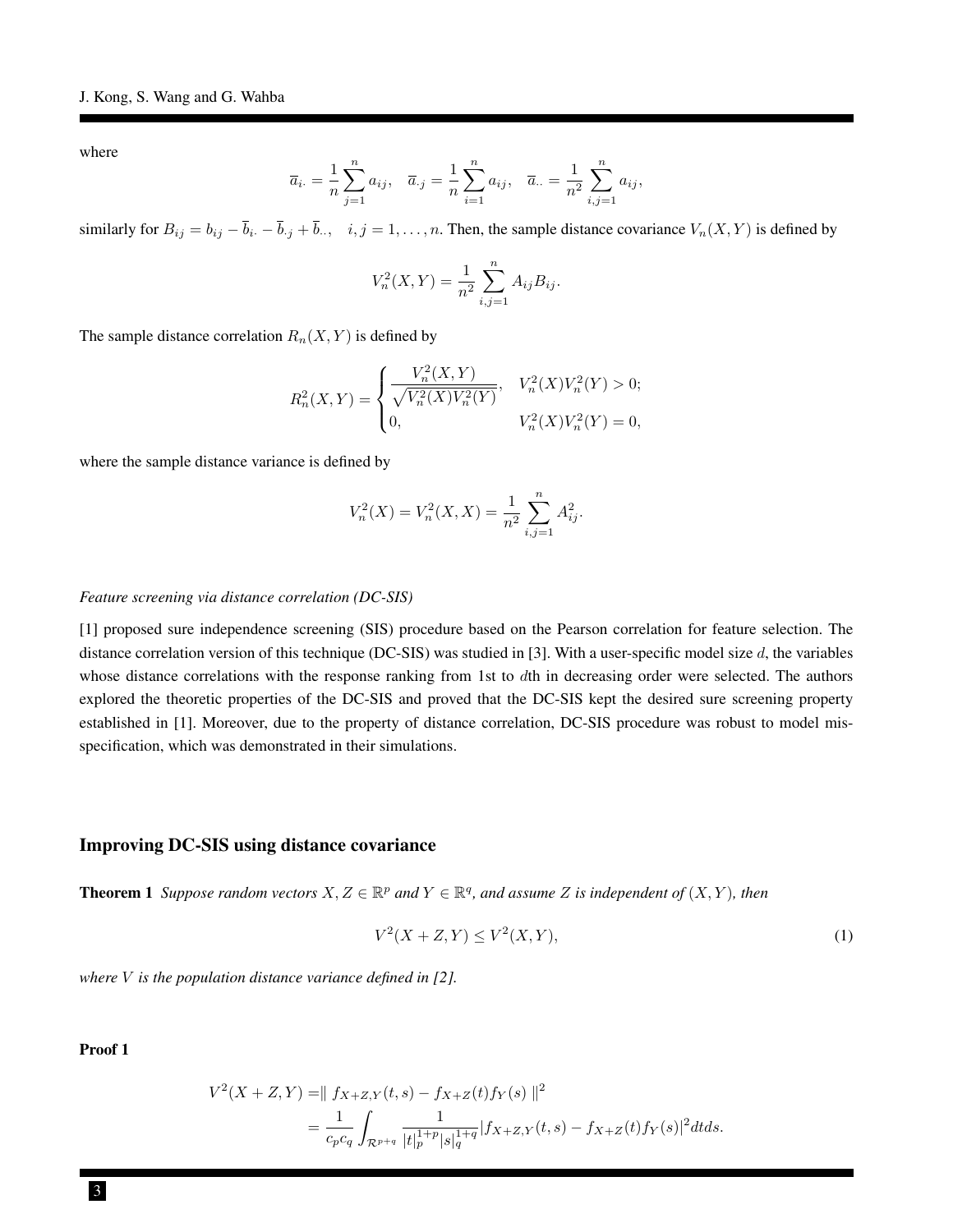where

$$\overline{a}_{i\cdot} = \frac{1}{n}\sum_{j=1}^{n} a_{ij}, \quad \overline{a}_{\cdot j} = \frac{1}{n}\sum_{i=1}^{n} a_{ij}, \quad \overline{a}_{\cdot\cdot} = \frac{1}{n^2}\sum_{i,j=1}^{n} a_{ij},$$

similarly for $B_{ij} = b_{ij} - \overline{b}_{i\cdot} - \overline{b}_{\cdot j} + \overline{b}_{\cdot\cdot}, \quad i,j = 1,\dots,n$. Then, the sample distance covariance $V_n(X,Y)$ is defined by

$$V_n^2(X,Y) = \frac{1}{n^2}\sum_{i,j=1}^{n} A_{ij}B_{ij}.$$

The sample distance correlation $R_n(X,Y)$ is defined by

$$R_n^2(X,Y) = \begin{cases} \dfrac{V_n^2(X,Y)}{\sqrt{V_n^2(X)V_n^2(Y)}}, & V_n^2(X)V_n^2(Y) > 0; \\ 0, & V_n^2(X)V_n^2(Y) = 0, \end{cases}$$

where the sample distance variance is defined by

$$V_n^2(X) = V_n^2(X,X) = \frac{1}{n^2}\sum_{i,j=1}^{n} A_{ij}^2.$$

*Feature screening via distance correlation (DC-SIS)*

[1] proposed sure independence screening (SIS) procedure based on the Pearson correlation for feature selection. The distance correlation version of this technique (DC-SIS) was studied in [3]. With a user-specific model size $d$, the variables whose distance correlations with the response ranking from 1st to $d$th in decreasing order were selected. The authors explored the theoretic properties of the DC-SIS and proved that the DC-SIS kept the desired sure screening property established in [1]. Moreover, due to the property of distance correlation, DC-SIS procedure was robust to model mis-specification, which was demonstrated in their simulations.

## Improving DC-SIS using distance covariance

**Theorem 1** *Suppose random vectors $X, Z \in \mathbb{R}^p$ and $Y \in \mathbb{R}^q$, and assume $Z$ is independent of $(X,Y)$, then*

$$V^2(X+Z,Y) \le V^2(X,Y), \tag{1}$$

*where $V$ is the population distance variance defined in [2].*

**Proof 1**

$$\begin{aligned} V^2(X+Z,Y) &= \| f_{X+Z,Y}(t,s) - f_{X+Z}(t)f_Y(s) \|^2 \\ &= \frac{1}{c_p c_q}\int_{\mathcal{R}^{p+q}} \frac{1}{|t|_p^{1+p}|s|_q^{1+q}} |f_{X+Z,Y}(t,s) - f_{X+Z}(t)f_Y(s)|^2 dt ds. \end{aligned}$$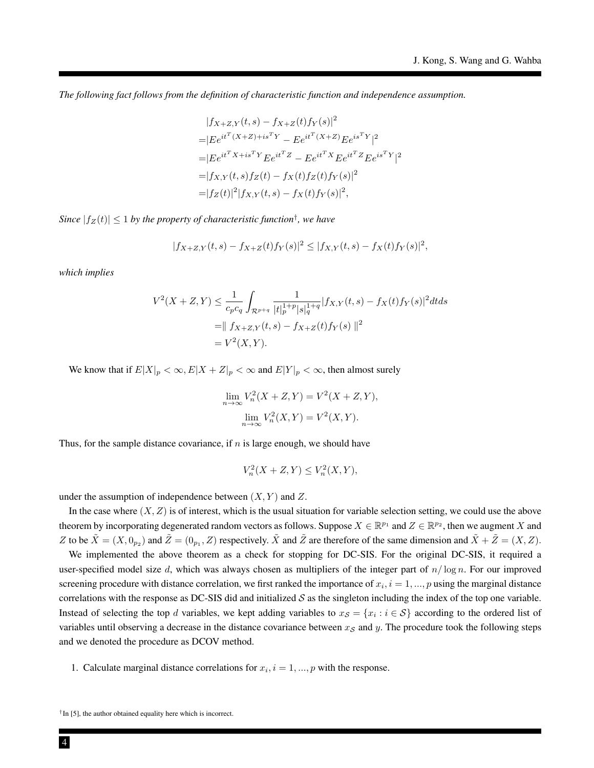*The following fact follows from the definition of characteristic function and independence assumption.*

$$
\begin{aligned}
&|f_{X+Z,Y}(t,s) - f_{X+Z}(t)f_Y(s)|^2 \\
=&|Ee^{it^T(X+Z)+is^TY} - Ee^{it^T(X+Z)}Ee^{is^TY}|^2 \\
=&|Ee^{it^TX+is^TY}Ee^{it^TZ} - Ee^{it^TX}Ee^{it^TZ}Ee^{is^TY}|^2 \\
=&|f_{X,Y}(t,s)f_Z(t) - f_X(t)f_Z(t)f_Y(s)|^2 \\
=&|f_Z(t)|^2|f_{X,Y}(t,s) - f_X(t)f_Y(s)|^2,
\end{aligned}
$$

*Since $|f_Z(t)| \leq 1$ by the property of characteristic function*[†]*, we have*

$$
|f_{X+Z,Y}(t,s) - f_{X+Z}(t)f_Y(s)|^2 \leq |f_{X,Y}(t,s) - f_X(t)f_Y(s)|^2,
$$

*which implies*

$$
\begin{aligned}
V^2(X+Z,Y) \leq & \frac{1}{c_pc_q}\int_{\mathcal{R}^{p+q}} \frac{1}{|t|_p^{1+p}|s|_q^{1+q}}|f_{X,Y}(t,s) - f_X(t)f_Y(s)|^2dtds \\
=& \| f_{X+Z,Y}(t,s) - f_{X+Z}(t)f_Y(s) \|^2 \\
=& V^2(X,Y).
\end{aligned}
$$

We know that if $E|X|_p < \infty, E|X+Z|_p < \infty$ and $E|Y|_p < \infty$, then almost surely

$$
\lim_{n\to\infty} V_n^2(X+Z,Y) = V^2(X+Z,Y),
$$
$$
\lim_{n\to\infty} V_n^2(X,Y) = V^2(X,Y).
$$

Thus, for the sample distance covariance, if $n$ is large enough, we should have

$$
V_n^2(X+Z,Y) \leq V_n^2(X,Y),
$$

under the assumption of independence between $(X,Y)$ and $Z$.

In the case where $(X,Z)$ is of interest, which is the usual situation for variable selection setting, we could use the above theorem by incorporating degenerated random vectors as follows. Suppose $X \in \mathbb{R}^{p_1}$ and $Z \in \mathbb{R}^{p_2}$, then we augment $X$ and $Z$ to be $\tilde{X} = (X, 0_{p_2})$ and $\tilde{Z} = (0_{p_1}, Z)$ respectively. $\tilde{X}$ and $\tilde{Z}$ are therefore of the same dimension and $\tilde{X} + \tilde{Z} = (X,Z)$.

We implemented the above theorem as a check for stopping for DC-SIS. For the original DC-SIS, it required a user-specified model size $d$, which was always chosen as multipliers of the integer part of $n/\log n$. For our improved screening procedure with distance correlation, we first ranked the importance of $x_i, i = 1, ..., p$ using the marginal distance correlations with the response as DC-SIS did and initialized $\mathcal{S}$ as the singleton including the index of the top one variable. Instead of selecting the top $d$ variables, we kept adding variables to $x_{\mathcal{S}} = \{x_i : i \in \mathcal{S}\}$ according to the ordered list of variables until observing a decrease in the distance covariance between $x_{\mathcal{S}}$ and $y$. The procedure took the following steps and we denoted the procedure as DCOV method.

1. Calculate marginal distance correlations for $x_i, i = 1, ..., p$ with the response.

[†] In [5], the author obtained equality here which is incorrect.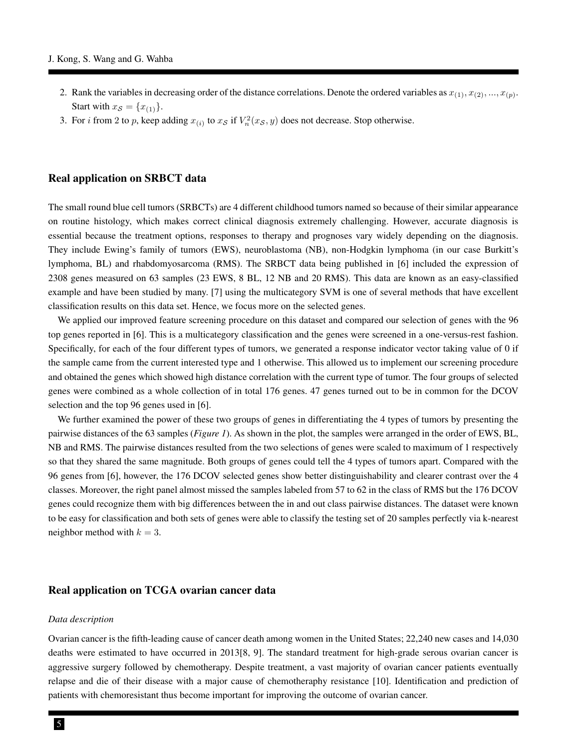2. Rank the variables in decreasing order of the distance correlations. Denote the ordered variables as $x_{(1)}, x_{(2)}, ..., x_{(p)}$. Start with $x_{\mathcal{S}} = \{x_{(1)}\}$.
3. For $i$ from 2 to $p$, keep adding $x_{(i)}$ to $x_{\mathcal{S}}$ if $V_n^2(x_{\mathcal{S}}, y)$ does not decrease. Stop otherwise.

## Real application on SRBCT data

The small round blue cell tumors (SRBCTs) are 4 different childhood tumors named so because of their similar appearance on routine histology, which makes correct clinical diagnosis extremely challenging. However, accurate diagnosis is essential because the treatment options, responses to therapy and prognoses vary widely depending on the diagnosis. They include Ewing's family of tumors (EWS), neuroblastoma (NB), non-Hodgkin lymphoma (in our case Burkitt's lymphoma, BL) and rhabdomyosarcoma (RMS). The SRBCT data being published in [6] included the expression of 2308 genes measured on 63 samples (23 EWS, 8 BL, 12 NB and 20 RMS). This data are known as an easy-classified example and have been studied by many. [7] using the multicategory SVM is one of several methods that have excellent classification results on this data set. Hence, we focus more on the selected genes.

We applied our improved feature screening procedure on this dataset and compared our selection of genes with the 96 top genes reported in [6]. This is a multicategory classification and the genes were screened in a one-versus-rest fashion. Specifically, for each of the four different types of tumors, we generated a response indicator vector taking value of 0 if the sample came from the current interested type and 1 otherwise. This allowed us to implement our screening procedure and obtained the genes which showed high distance correlation with the current type of tumor. The four groups of selected genes were combined as a whole collection of in total 176 genes. 47 genes turned out to be in common for the DCOV selection and the top 96 genes used in [6].

We further examined the power of these two groups of genes in differentiating the 4 types of tumors by presenting the pairwise distances of the 63 samples (*Figure 1*). As shown in the plot, the samples were arranged in the order of EWS, BL, NB and RMS. The pairwise distances resulted from the two selections of genes were scaled to maximum of 1 respectively so that they shared the same magnitude. Both groups of genes could tell the 4 types of tumors apart. Compared with the 96 genes from [6], however, the 176 DCOV selected genes show better distinguishability and clearer contrast over the 4 classes. Moreover, the right panel almost missed the samples labeled from 57 to 62 in the class of RMS but the 176 DCOV genes could recognize them with big differences between the in and out class pairwise distances. The dataset were known to be easy for classification and both sets of genes were able to classify the testing set of 20 samples perfectly via k-nearest neighbor method with $k = 3$.

## Real application on TCGA ovarian cancer data

### *Data description*

Ovarian cancer is the fifth-leading cause of cancer death among women in the United States; 22,240 new cases and 14,030 deaths were estimated to have occurred in 2013[8, 9]. The standard treatment for high-grade serous ovarian cancer is aggressive surgery followed by chemotherapy. Despite treatment, a vast majority of ovarian cancer patients eventually relapse and die of their disease with a major cause of chemotheraphy resistance [10]. Identification and prediction of patients with chemoresistant thus become important for improving the outcome of ovarian cancer.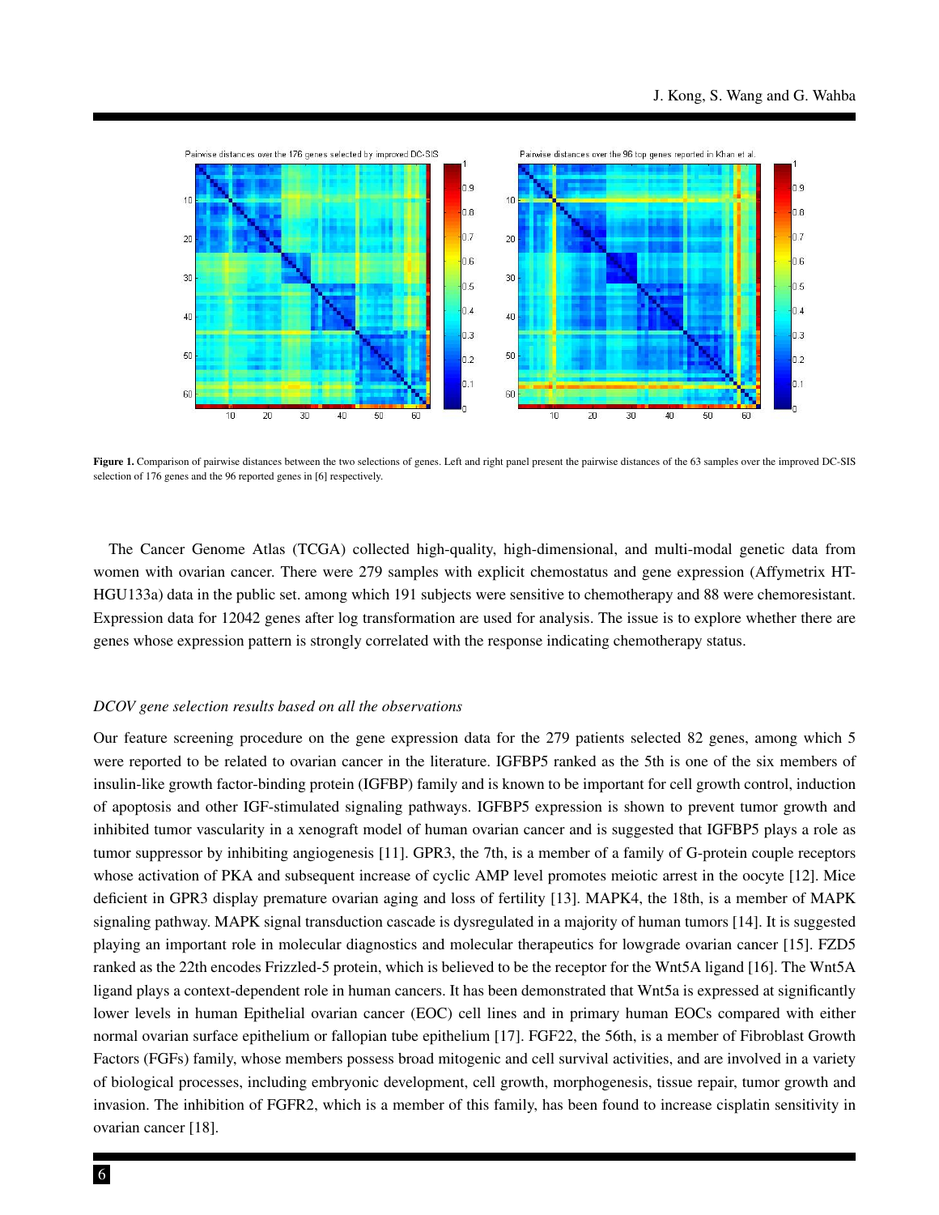Figure 1. Comparison of pairwise distances between the two selections of genes. Left and right panel present the pairwise distances of the 63 samples over the improved DC-SIS selection of 176 genes and the 96 reported genes in [6] respectively.

The Cancer Genome Atlas (TCGA) collected high-quality, high-dimensional, and multi-modal genetic data from women with ovarian cancer. There were 279 samples with explicit chemostatus and gene expression (Affymetrix HT-HGU133a) data in the public set. among which 191 subjects were sensitive to chemotherapy and 88 were chemoresistant. Expression data for 12042 genes after log transformation are used for analysis. The issue is to explore whether there are genes whose expression pattern is strongly correlated with the response indicating chemotherapy status.

*DCOV gene selection results based on all the observations*

Our feature screening procedure on the gene expression data for the 279 patients selected 82 genes, among which 5 were reported to be related to ovarian cancer in the literature. IGFBP5 ranked as the 5th is one of the six members of insulin-like growth factor-binding protein (IGFBP) family and is known to be important for cell growth control, induction of apoptosis and other IGF-stimulated signaling pathways. IGFBP5 expression is shown to prevent tumor growth and inhibited tumor vascularity in a xenograft model of human ovarian cancer and is suggested that IGFBP5 plays a role as tumor suppressor by inhibiting angiogenesis [11]. GPR3, the 7th, is a member of a family of G-protein couple receptors whose activation of PKA and subsequent increase of cyclic AMP level promotes meiotic arrest in the oocyte [12]. Mice deficient in GPR3 display premature ovarian aging and loss of fertility [13]. MAPK4, the 18th, is a member of MAPK signaling pathway. MAPK signal transduction cascade is dysregulated in a majority of human tumors [14]. It is suggested playing an important role in molecular diagnostics and molecular therapeutics for lowgrade ovarian cancer [15]. FZD5 ranked as the 22th encodes Frizzled-5 protein, which is believed to be the receptor for the Wnt5A ligand [16]. The Wnt5A ligand plays a context-dependent role in human cancers. It has been demonstrated that Wnt5a is expressed at significantly lower levels in human Epithelial ovarian cancer (EOC) cell lines and in primary human EOCs compared with either normal ovarian surface epithelium or fallopian tube epithelium [17]. FGF22, the 56th, is a member of Fibroblast Growth Factors (FGFs) family, whose members possess broad mitogenic and cell survival activities, and are involved in a variety of biological processes, including embryonic development, cell growth, morphogenesis, tissue repair, tumor growth and invasion. The inhibition of FGFR2, which is a member of this family, has been found to increase cisplatin sensitivity in ovarian cancer [18].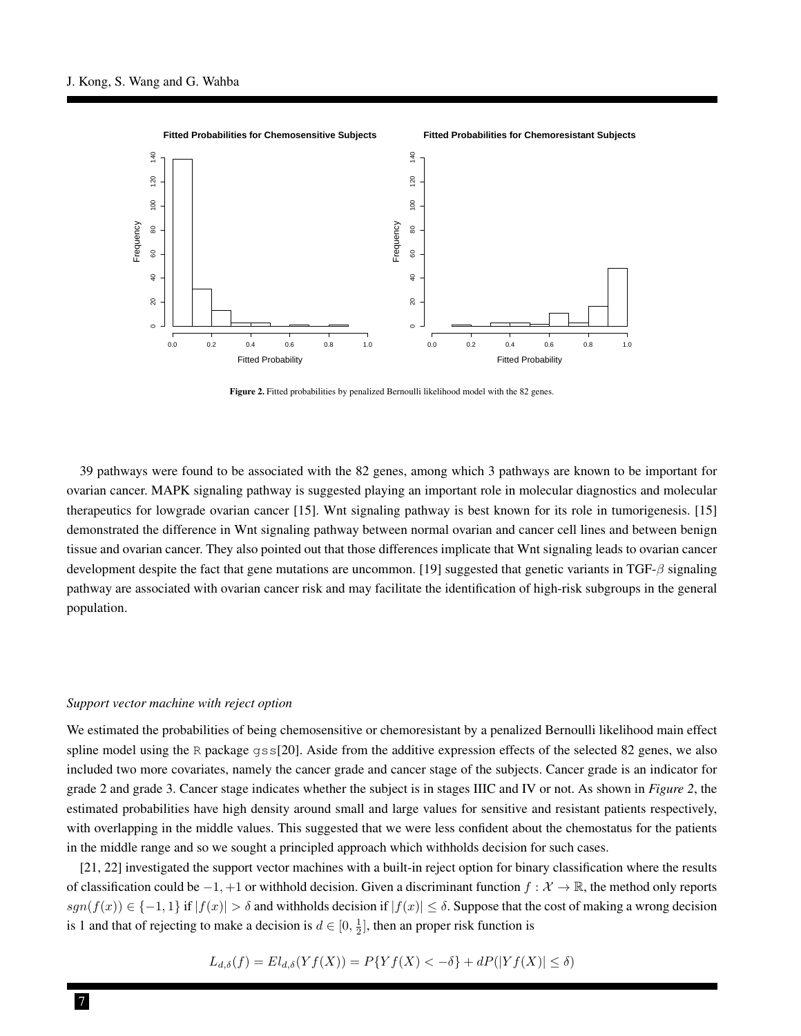Figure 2. Fitted probabilities by penalized Bernoulli likelihood model with the 82 genes.

39 pathways were found to be associated with the 82 genes, among which 3 pathways are known to be important for ovarian cancer. MAPK signaling pathway is suggested playing an important role in molecular diagnostics and molecular therapeutics for lowgrade ovarian cancer [15]. Wnt signaling pathway is best known for its role in tumorigenesis. [15] demonstrated the difference in Wnt signaling pathway between normal ovarian and cancer cell lines and between benign tissue and ovarian cancer. They also pointed out that those differences implicate that Wnt signaling leads to ovarian cancer development despite the fact that gene mutations are uncommon. [19] suggested that genetic variants in TGF-$\beta$ signaling pathway are associated with ovarian cancer risk and may facilitate the identification of high-risk subgroups in the general population.

*Support vector machine with reject option*

We estimated the probabilities of being chemosensitive or chemoresistant by a penalized Bernoulli likelihood main effect spline model using the `R` package `gss`[20]. Aside from the additive expression effects of the selected 82 genes, we also included two more covariates, namely the cancer grade and cancer stage of the subjects. Cancer grade is an indicator for grade 2 and grade 3. Cancer stage indicates whether the subject is in stages IIIC and IV or not. As shown in *Figure 2*, the estimated probabilities have high density around small and large values for sensitive and resistant patients respectively, with overlapping in the middle values. This suggested that we were less confident about the chemostatus for the patients in the middle range and so we sought a principled approach which withholds decision for such cases.

[21, 22] investigated the support vector machines with a built-in reject option for binary classification where the results of classification could be $-1, +1$ or withhold decision. Given a discriminant function $f : \mathcal{X} \to \mathbb{R}$, the method only reports $sgn(f(x)) \in \{-1, 1\}$ if $|f(x)| > \delta$ and withholds decision if $|f(x)| \leq \delta$. Suppose that the cost of making a wrong decision is 1 and that of rejecting to make a decision is $d \in [0, \frac{1}{2}]$, then an proper risk function is

$$L_{d,\delta}(f) = El_{d,\delta}(Yf(X)) = P\{Yf(X) < -\delta\} + dP(|Yf(X)| \leq \delta)$$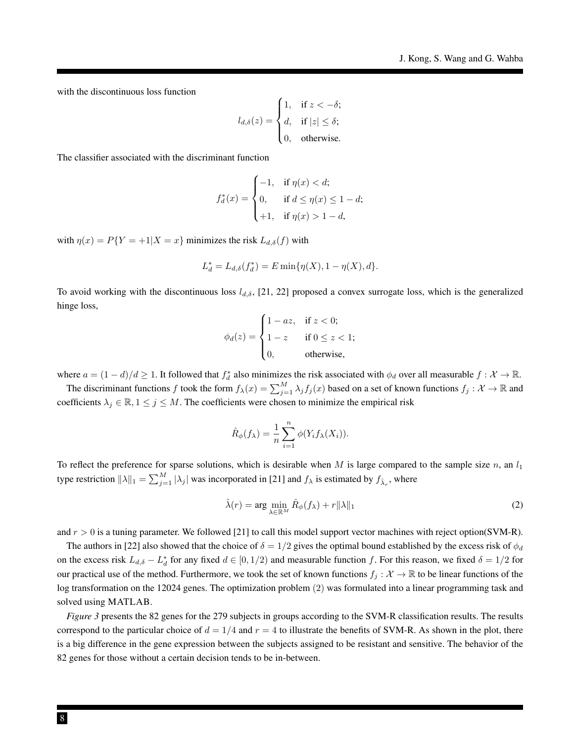with the discontinuous loss function

$$l_{d,\delta}(z) = \begin{cases} 1, & \text{if } z < -\delta; \\ d, & \text{if } |z| \leq \delta; \\ 0, & \text{otherwise.} \end{cases}$$

The classifier associated with the discriminant function

$$f_d^*(x) = \begin{cases} -1, & \text{if } \eta(x) < d; \\ 0, & \text{if } d \leq \eta(x) \leq 1 - d; \\ +1, & \text{if } \eta(x) > 1 - d, \end{cases}$$

with $\eta(x) = P\{Y = +1|X = x\}$ minimizes the risk $L_{d,\delta}(f)$ with

$$L_d^* = L_{d,\delta}(f_d^*) = E \min\{\eta(X), 1 - \eta(X), d\}.$$

To avoid working with the discontinuous loss $l_{d,\delta}$, [21, 22] proposed a convex surrogate loss, which is the generalized hinge loss,

$$\phi_d(z) = \begin{cases} 1 - az, & \text{if } z < 0; \\ 1 - z & \text{if } 0 \leq z < 1; \\ 0, & \text{otherwise,} \end{cases}$$

where $a = (1 - d)/d \geq 1$. It followed that $f_d^*$ also minimizes the risk associated with $\phi_d$ over all measurable $f : \mathcal{X} \to \mathbb{R}$.

The discriminant functions $f$ took the form $f_\lambda(x) = \sum_{j=1}^M \lambda_j f_j(x)$ based on a set of known functions $f_j : \mathcal{X} \to \mathbb{R}$ and coefficients $\lambda_j \in \mathbb{R}, 1 \leq j \leq M$. The coefficients were chosen to minimize the empirical risk

$$\hat{R}_\phi(f_\lambda) = \frac{1}{n} \sum_{i=1}^n \phi(Y_i f_\lambda(X_i)).$$

To reflect the preference for sparse solutions, which is desirable when $M$ is large compared to the sample size $n$, an $l_1$ type restriction $\|\lambda\|_1 = \sum_{j=1}^M |\lambda_j|$ was incorporated in [21] and $f_\lambda$ is estimated by $f_{\hat{\lambda}_r}$, where

$$\hat{\lambda}(r) = \arg \min_{\lambda \in \mathbb{R}^M} \hat{R}_\phi(f_\lambda) + r\|\lambda\|_1 \tag{2}$$

and $r > 0$ is a tuning parameter. We followed [21] to call this model support vector machines with reject option(SVM-R).

The authors in [22] also showed that the choice of $\delta = 1/2$ gives the optimal bound established by the excess risk of $\phi_d$ on the excess risk $L_{d,\delta} - L_d^*$ for any fixed $d \in [0, 1/2)$ and measurable function $f$. For this reason, we fixed $\delta = 1/2$ for our practical use of the method. Furthermore, we took the set of known functions $f_j : \mathcal{X} \to \mathbb{R}$ to be linear functions of the log transformation on the 12024 genes. The optimization problem (2) was formulated into a linear programming task and solved using MATLAB.

*Figure 3* presents the 82 genes for the 279 subjects in groups according to the SVM-R classification results. The results correspond to the particular choice of $d = 1/4$ and $r = 4$ to illustrate the benefits of SVM-R. As shown in the plot, there is a big difference in the gene expression between the subjects assigned to be resistant and sensitive. The behavior of the 82 genes for those without a certain decision tends to be in-between.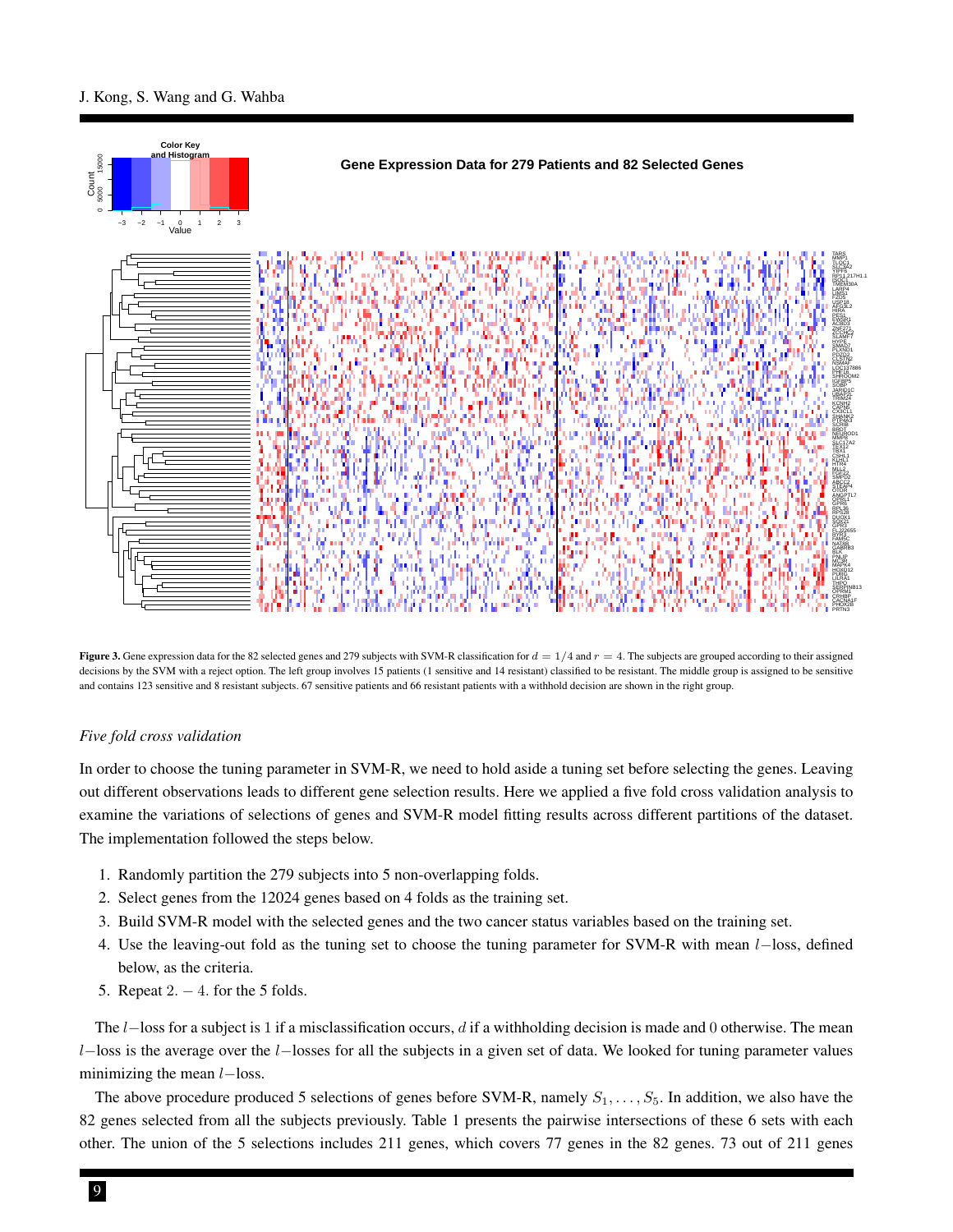**Figure 3.** Gene expression data for the 82 selected genes and 279 subjects with SVM-R classification for $d = 1/4$ and $r = 4$. The subjects are grouped according to their assigned decisions by the SVM with a reject option. The left group involves 15 patients (1 sensitive and 14 resistant) classified to be resistant. The middle group is assigned to be sensitive and contains 123 sensitive and 8 resistant subjects. 67 sensitive patients and 66 resistant patients with a withhold decision are shown in the right group.

*Five fold cross validation*

In order to choose the tuning parameter in SVM-R, we need to hold aside a tuning set before selecting the genes. Leaving out different observations leads to different gene selection results. Here we applied a five fold cross validation analysis to examine the variations of selections of genes and SVM-R model fitting results across different partitions of the dataset. The implementation followed the steps below.

1. Randomly partition the 279 subjects into 5 non-overlapping folds.
2. Select genes from the 12024 genes based on 4 folds as the training set.
3. Build SVM-R model with the selected genes and the two cancer status variables based on the training set.
4. Use the leaving-out fold as the tuning set to choose the tuning parameter for SVM-R with mean $l-$loss, defined below, as the criteria.
5. Repeat $2. - 4.$ for the 5 folds.

The $l-$loss for a subject is $1$ if a misclassification occurs, $d$ if a withholding decision is made and $0$ otherwise. The mean $l-$loss is the average over the $l-$losses for all the subjects in a given set of data. We looked for tuning parameter values minimizing the mean $l-$loss.

The above procedure produced 5 selections of genes before SVM-R, namely $S_1, \ldots, S_5$. In addition, we also have the 82 genes selected from all the subjects previously. Table 1 presents the pairwise intersections of these 6 sets with each other. The union of the 5 selections includes 211 genes, which covers 77 genes in the 82 genes. 73 out of 211 genes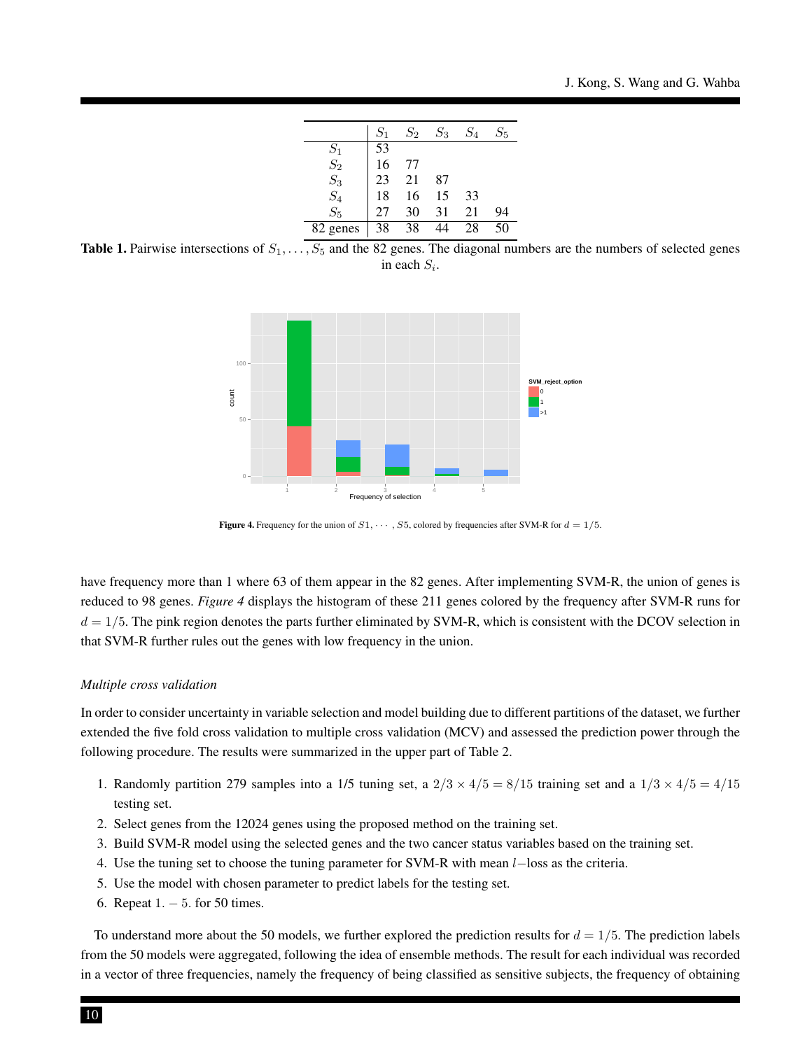|  | $S_1$ | $S_2$ | $S_3$ | $S_4$ | $S_5$ |
|---|---|---|---|---|---|
| $S_1$ | 53 |  |  |  |  |
| $S_2$ | 16 | 77 |  |  |  |
| $S_3$ | 23 | 21 | 87 |  |  |
| $S_4$ | 18 | 16 | 15 | 33 |  |
| $S_5$ | 27 | 30 | 31 | 21 | 94 |
| 82 genes | 38 | 38 | 44 | 28 | 50 |

**Table 1.** Pairwise intersections of $S_1, \dots, S_5$ and the 82 genes. The diagonal numbers are the numbers of selected genes in each $S_i$.

**Figure 4.** Frequency for the union of $S1, \cdots, S5$, colored by frequencies after SVM-R for $d = 1/5$.

have frequency more than 1 where 63 of them appear in the 82 genes. After implementing SVM-R, the union of genes is reduced to 98 genes. *Figure 4* displays the histogram of these 211 genes colored by the frequency after SVM-R runs for $d = 1/5$. The pink region denotes the parts further eliminated by SVM-R, which is consistent with the DCOV selection in that SVM-R further rules out the genes with low frequency in the union.

*Multiple cross validation*

In order to consider uncertainty in variable selection and model building due to different partitions of the dataset, we further extended the five fold cross validation to multiple cross validation (MCV) and assessed the prediction power through the following procedure. The results were summarized in the upper part of Table 2.

1. Randomly partition 279 samples into a 1/5 tuning set, a $2/3 \times 4/5 = 8/15$ training set and a $1/3 \times 4/5 = 4/15$ testing set.
2. Select genes from the 12024 genes using the proposed method on the training set.
3. Build SVM-R model using the selected genes and the two cancer status variables based on the training set.
4. Use the tuning set to choose the tuning parameter for SVM-R with mean $l-$loss as the criteria.
5. Use the model with chosen parameter to predict labels for the testing set.
6. Repeat $1. - 5.$ for 50 times.

To understand more about the 50 models, we further explored the prediction results for $d = 1/5$. The prediction labels from the 50 models were aggregated, following the idea of ensemble methods. The result for each individual was recorded in a vector of three frequencies, namely the frequency of being classified as sensitive subjects, the frequency of obtaining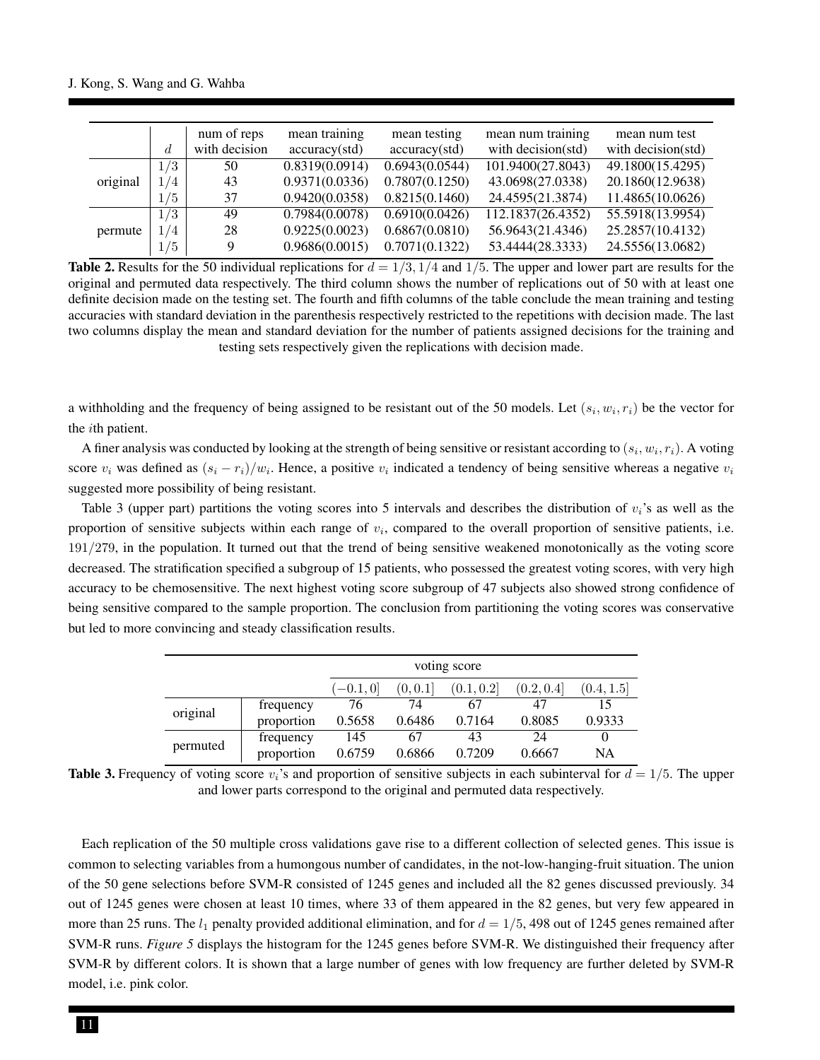| | $d$ | num of reps with decision | mean training accuracy(std) | mean testing accuracy(std) | mean num training with decision(std) | mean num test with decision(std) |
|---|---|---|---|---|---|---|
| original | $1/3$ | 50 | 0.8319(0.0914) | 0.6943(0.0544) | 101.9400(27.8043) | 49.1800(15.4295) |
| | $1/4$ | 43 | 0.9371(0.0336) | 0.7807(0.1250) | 43.0698(27.0338) | 20.1860(12.9638) |
| | $1/5$ | 37 | 0.9420(0.0358) | 0.8215(0.1460) | 24.4595(21.3874) | 11.4865(10.0626) |
| permute | $1/3$ | 49 | 0.7984(0.0078) | 0.6910(0.0426) | 112.1837(26.4352) | 55.5918(13.9954) |
| | $1/4$ | 28 | 0.9225(0.0023) | 0.6867(0.0810) | 56.9643(21.4346) | 25.2857(10.4132) |
| | $1/5$ | 9 | 0.9686(0.0015) | 0.7071(0.1322) | 53.4444(28.3333) | 24.5556(13.0682) |

**Table 2.** Results for the 50 individual replications for $d = 1/3, 1/4$ and $1/5$. The upper and lower part are results for the original and permuted data respectively. The third column shows the number of replications out of 50 with at least one definite decision made on the testing set. The fourth and fifth columns of the table conclude the mean training and testing accuracies with standard deviation in the parenthesis respectively restricted to the repetitions with decision made. The last two columns display the mean and standard deviation for the number of patients assigned decisions for the training and testing sets respectively given the replications with decision made.

a withholding and the frequency of being assigned to be resistant out of the 50 models. Let $(s_i, w_i, r_i)$ be the vector for the $i$th patient.

A finer analysis was conducted by looking at the strength of being sensitive or resistant according to $(s_i, w_i, r_i)$. A voting score $v_i$ was defined as $(s_i - r_i)/w_i$. Hence, a positive $v_i$ indicated a tendency of being sensitive whereas a negative $v_i$ suggested more possibility of being resistant.

Table 3 (upper part) partitions the voting scores into 5 intervals and describes the distribution of $v_i$'s as well as the proportion of sensitive subjects within each range of $v_i$, compared to the overall proportion of sensitive patients, i.e. $191/279$, in the population. It turned out that the trend of being sensitive weakened monotonically as the voting score decreased. The stratification specified a subgroup of 15 patients, who possessed the greatest voting scores, with very high accuracy to be chemosensitive. The next highest voting score subgroup of 47 subjects also showed strong confidence of being sensitive compared to the sample proportion. The conclusion from partitioning the voting scores was conservative but led to more convincing and steady classification results.

| | | voting score | | | | |
|---|---|---|---|---|---|---|
| | | $(-0.1, 0]$ | $(0, 0.1]$ | $(0.1, 0.2]$ | $(0.2, 0.4]$ | $(0.4, 1.5]$ |
| original | frequency | 76 | 74 | 67 | 47 | 15 |
| | proportion | 0.5658 | 0.6486 | 0.7164 | 0.8085 | 0.9333 |
| permuted | frequency | 145 | 67 | 43 | 24 | 0 |
| | proportion | 0.6759 | 0.6866 | 0.7209 | 0.6667 | NA |

**Table 3.** Frequency of voting score $v_i$'s and proportion of sensitive subjects in each subinterval for $d = 1/5$. The upper and lower parts correspond to the original and permuted data respectively.

Each replication of the 50 multiple cross validations gave rise to a different collection of selected genes. This issue is common to selecting variables from a humongous number of candidates, in the not-low-hanging-fruit situation. The union of the 50 gene selections before SVM-R consisted of 1245 genes and included all the 82 genes discussed previously. 34 out of 1245 genes were chosen at least 10 times, where 33 of them appeared in the 82 genes, but very few appeared in more than 25 runs. The $l_1$ penalty provided additional elimination, and for $d = 1/5$, 498 out of 1245 genes remained after SVM-R runs. *Figure 5* displays the histogram for the 1245 genes before SVM-R. We distinguished their frequency after SVM-R by different colors. It is shown that a large number of genes with low frequency are further deleted by SVM-R model, i.e. pink color.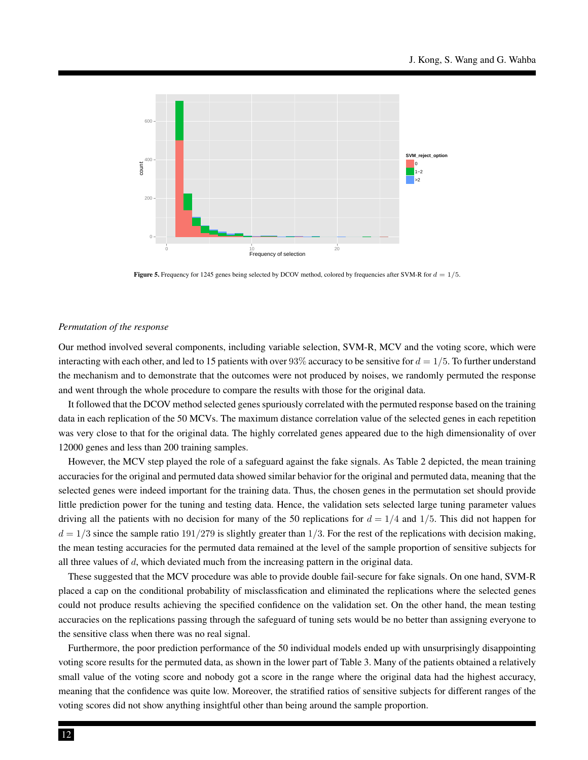**Figure 5.** Frequency for 1245 genes being selected by DCOV method, colored by frequencies after SVM-R for $d = 1/5$.

*Permutation of the response*

Our method involved several components, including variable selection, SVM-R, MCV and the voting score, which were interacting with each other, and led to 15 patients with over $93\%$ accuracy to be sensitive for $d = 1/5$. To further understand the mechanism and to demonstrate that the outcomes were not produced by noises, we randomly permuted the response and went through the whole procedure to compare the results with those for the original data.

It followed that the DCOV method selected genes spuriously correlated with the permuted response based on the training data in each replication of the 50 MCVs. The maximum distance correlation value of the selected genes in each repetition was very close to that for the original data. The highly correlated genes appeared due to the high dimensionality of over 12000 genes and less than 200 training samples.

However, the MCV step played the role of a safeguard against the fake signals. As Table 2 depicted, the mean training accuracies for the original and permuted data showed similar behavior for the original and permuted data, meaning that the selected genes were indeed important for the training data. Thus, the chosen genes in the permutation set should provide little prediction power for the tuning and testing data. Hence, the validation sets selected large tuning parameter values driving all the patients with no decision for many of the 50 replications for $d = 1/4$ and $1/5$. This did not happen for $d = 1/3$ since the sample ratio $191/279$ is slightly greater than $1/3$. For the rest of the replications with decision making, the mean testing accuracies for the permuted data remained at the level of the sample proportion of sensitive subjects for all three values of $d$, which deviated much from the increasing pattern in the original data.

These suggested that the MCV procedure was able to provide double fail-secure for fake signals. On one hand, SVM-R placed a cap on the conditional probability of misclassfication and eliminated the replications where the selected genes could not produce results achieving the specified confidence on the validation set. On the other hand, the mean testing accuracies on the replications passing through the safeguard of tuning sets would be no better than assigning everyone to the sensitive class when there was no real signal.

Furthermore, the poor prediction performance of the 50 individual models ended up with unsurprisingly disappointing voting score results for the permuted data, as shown in the lower part of Table 3. Many of the patients obtained a relatively small value of the voting score and nobody got a score in the range where the original data had the highest accuracy, meaning that the confidence was quite low. Moreover, the stratified ratios of sensitive subjects for different ranges of the voting scores did not show anything insightful other than being around the sample proportion.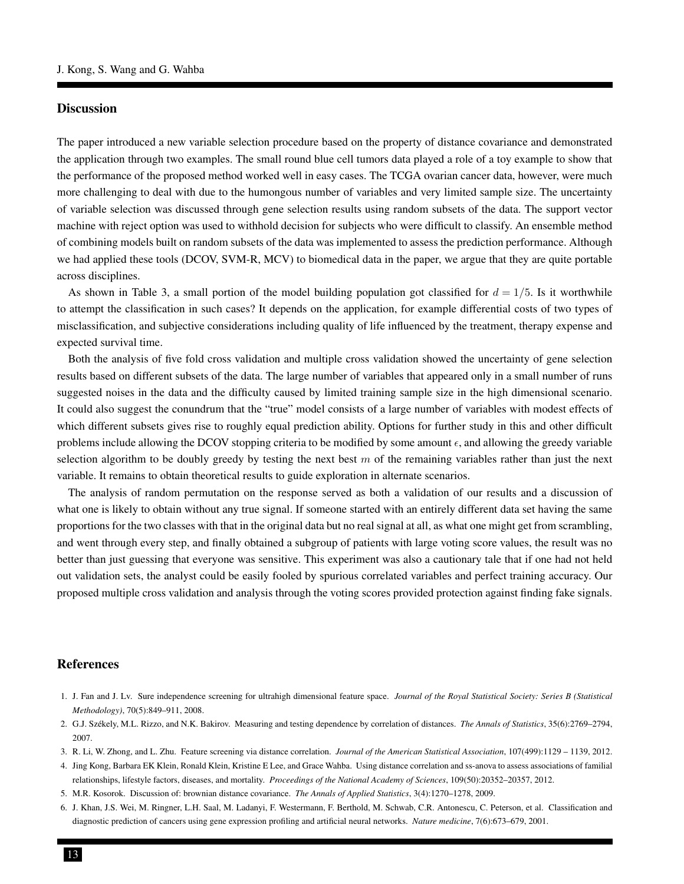## Discussion

The paper introduced a new variable selection procedure based on the property of distance covariance and demonstrated the application through two examples. The small round blue cell tumors data played a role of a toy example to show that the performance of the proposed method worked well in easy cases. The TCGA ovarian cancer data, however, were much more challenging to deal with due to the humongous number of variables and very limited sample size. The uncertainty of variable selection was discussed through gene selection results using random subsets of the data. The support vector machine with reject option was used to withhold decision for subjects who were difficult to classify. An ensemble method of combining models built on random subsets of the data was implemented to assess the prediction performance. Although we had applied these tools (DCOV, SVM-R, MCV) to biomedical data in the paper, we argue that they are quite portable across disciplines.

As shown in Table 3, a small portion of the model building population got classified for $d = 1/5$. Is it worthwhile to attempt the classification in such cases? It depends on the application, for example differential costs of two types of misclassification, and subjective considerations including quality of life influenced by the treatment, therapy expense and expected survival time.

Both the analysis of five fold cross validation and multiple cross validation showed the uncertainty of gene selection results based on different subsets of the data. The large number of variables that appeared only in a small number of runs suggested noises in the data and the difficulty caused by limited training sample size in the high dimensional scenario. It could also suggest the conundrum that the "true" model consists of a large number of variables with modest effects of which different subsets gives rise to roughly equal prediction ability. Options for further study in this and other difficult problems include allowing the DCOV stopping criteria to be modified by some amount $\epsilon$, and allowing the greedy variable selection algorithm to be doubly greedy by testing the next best $m$ of the remaining variables rather than just the next variable. It remains to obtain theoretical results to guide exploration in alternate scenarios.

The analysis of random permutation on the response served as both a validation of our results and a discussion of what one is likely to obtain without any true signal. If someone started with an entirely different data set having the same proportions for the two classes with that in the original data but no real signal at all, as what one might get from scrambling, and went through every step, and finally obtained a subgroup of patients with large voting score values, the result was no better than just guessing that everyone was sensitive. This experiment was also a cautionary tale that if one had not held out validation sets, the analyst could be easily fooled by spurious correlated variables and perfect training accuracy. Our proposed multiple cross validation and analysis through the voting scores provided protection against finding fake signals.

## References

1. J. Fan and J. Lv. Sure independence screening for ultrahigh dimensional feature space. *Journal of the Royal Statistical Society: Series B (Statistical Methodology)*, 70(5):849–911, 2008.
2. G.J. Székely, M.L. Rizzo, and N.K. Bakirov. Measuring and testing dependence by correlation of distances. *The Annals of Statistics*, 35(6):2769–2794, 2007.
3. R. Li, W. Zhong, and L. Zhu. Feature screening via distance correlation. *Journal of the American Statistical Association*, 107(499):1129 – 1139, 2012.
4. Jing Kong, Barbara EK Klein, Ronald Klein, Kristine E Lee, and Grace Wahba. Using distance correlation and ss-anova to assess associations of familial relationships, lifestyle factors, diseases, and mortality. *Proceedings of the National Academy of Sciences*, 109(50):20352–20357, 2012.
5. M.R. Kosorok. Discussion of: brownian distance covariance. *The Annals of Applied Statistics*, 3(4):1270–1278, 2009.
6. J. Khan, J.S. Wei, M. Ringner, L.H. Saal, M. Ladanyi, F. Westermann, F. Berthold, M. Schwab, C.R. Antonescu, C. Peterson, et al. Classification and diagnostic prediction of cancers using gene expression profiling and artificial neural networks. *Nature medicine*, 7(6):673–679, 2001.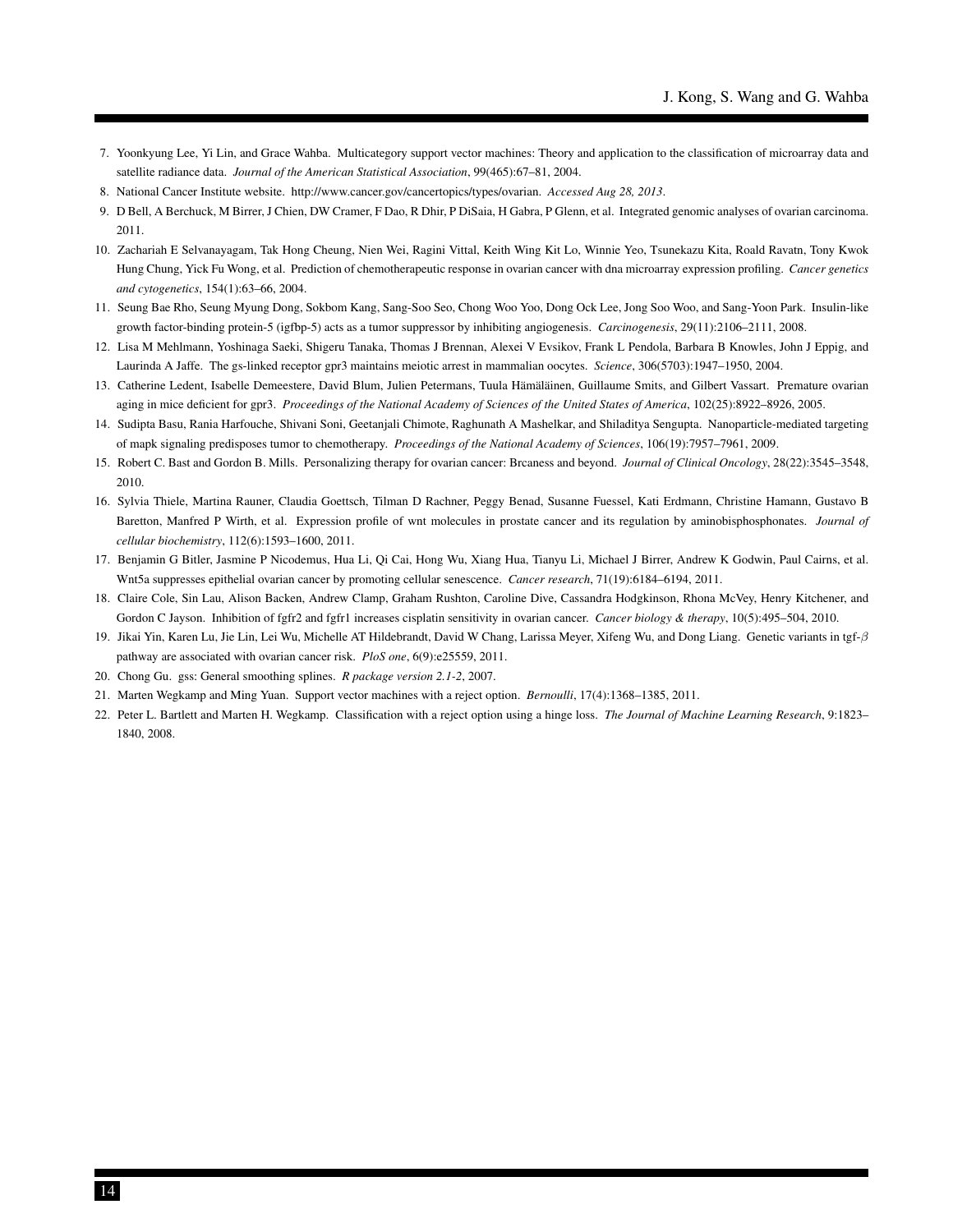7. Yoonkyung Lee, Yi Lin, and Grace Wahba. Multicategory support vector machines: Theory and application to the classification of microarray data and satellite radiance data. *Journal of the American Statistical Association*, 99(465):67–81, 2004.
8. National Cancer Institute website. http://www.cancer.gov/cancertopics/types/ovarian. *Accessed Aug 28, 2013*.
9. D Bell, A Berchuck, M Birrer, J Chien, DW Cramer, F Dao, R Dhir, P DiSaia, H Gabra, P Glenn, et al. Integrated genomic analyses of ovarian carcinoma. 2011.
10. Zachariah E Selvanayagam, Tak Hong Cheung, Nien Wei, Ragini Vittal, Keith Wing Kit Lo, Winnie Yeo, Tsunekazu Kita, Roald Ravatn, Tony Kwok Hung Chung, Yick Fu Wong, et al. Prediction of chemotherapeutic response in ovarian cancer with dna microarray expression profiling. *Cancer genetics and cytogenetics*, 154(1):63–66, 2004.
11. Seung Bae Rho, Seung Myung Dong, Sokbom Kang, Sang-Soo Seo, Chong Woo Yoo, Dong Ock Lee, Jong Soo Woo, and Sang-Yoon Park. Insulin-like growth factor-binding protein-5 (igfbp-5) acts as a tumor suppressor by inhibiting angiogenesis. *Carcinogenesis*, 29(11):2106–2111, 2008.
12. Lisa M Mehlmann, Yoshinaga Saeki, Shigeru Tanaka, Thomas J Brennan, Alexei V Evsikov, Frank L Pendola, Barbara B Knowles, John J Eppig, and Laurinda A Jaffe. The gs-linked receptor gpr3 maintains meiotic arrest in mammalian oocytes. *Science*, 306(5703):1947–1950, 2004.
13. Catherine Ledent, Isabelle Demeestere, David Blum, Julien Petermans, Tuula Hämäläinen, Guillaume Smits, and Gilbert Vassart. Premature ovarian aging in mice deficient for gpr3. *Proceedings of the National Academy of Sciences of the United States of America*, 102(25):8922–8926, 2005.
14. Sudipta Basu, Rania Harfouche, Shivani Soni, Geetanjali Chimote, Raghunath A Mashelkar, and Shiladitya Sengupta. Nanoparticle-mediated targeting of mapk signaling predisposes tumor to chemotherapy. *Proceedings of the National Academy of Sciences*, 106(19):7957–7961, 2009.
15. Robert C. Bast and Gordon B. Mills. Personalizing therapy for ovarian cancer: Brcaness and beyond. *Journal of Clinical Oncology*, 28(22):3545–3548, 2010.
16. Sylvia Thiele, Martina Rauner, Claudia Goettsch, Tilman D Rachner, Peggy Benad, Susanne Fuessel, Kati Erdmann, Christine Hamann, Gustavo B Baretton, Manfred P Wirth, et al. Expression profile of wnt molecules in prostate cancer and its regulation by aminobisphosphonates. *Journal of cellular biochemistry*, 112(6):1593–1600, 2011.
17. Benjamin G Bitler, Jasmine P Nicodemus, Hua Li, Qi Cai, Hong Wu, Xiang Hua, Tianyu Li, Michael J Birrer, Andrew K Godwin, Paul Cairns, et al. Wnt5a suppresses epithelial ovarian cancer by promoting cellular senescence. *Cancer research*, 71(19):6184–6194, 2011.
18. Claire Cole, Sin Lau, Alison Backen, Andrew Clamp, Graham Rushton, Caroline Dive, Cassandra Hodgkinson, Rhona McVey, Henry Kitchener, and Gordon C Jayson. Inhibition of fgfr2 and fgfr1 increases cisplatin sensitivity in ovarian cancer. *Cancer biology & therapy*, 10(5):495–504, 2010.
19. Jikai Yin, Karen Lu, Jie Lin, Lei Wu, Michelle AT Hildebrandt, David W Chang, Larissa Meyer, Xifeng Wu, and Dong Liang. Genetic variants in tgf-$\beta$ pathway are associated with ovarian cancer risk. *PloS one*, 6(9):e25559, 2011.
20. Chong Gu. gss: General smoothing splines. *R package version 2.1-2*, 2007.
21. Marten Wegkamp and Ming Yuan. Support vector machines with a reject option. *Bernoulli*, 17(4):1368–1385, 2011.
22. Peter L. Bartlett and Marten H. Wegkamp. Classification with a reject option using a hinge loss. *The Journal of Machine Learning Research*, 9:1823–1840, 2008.